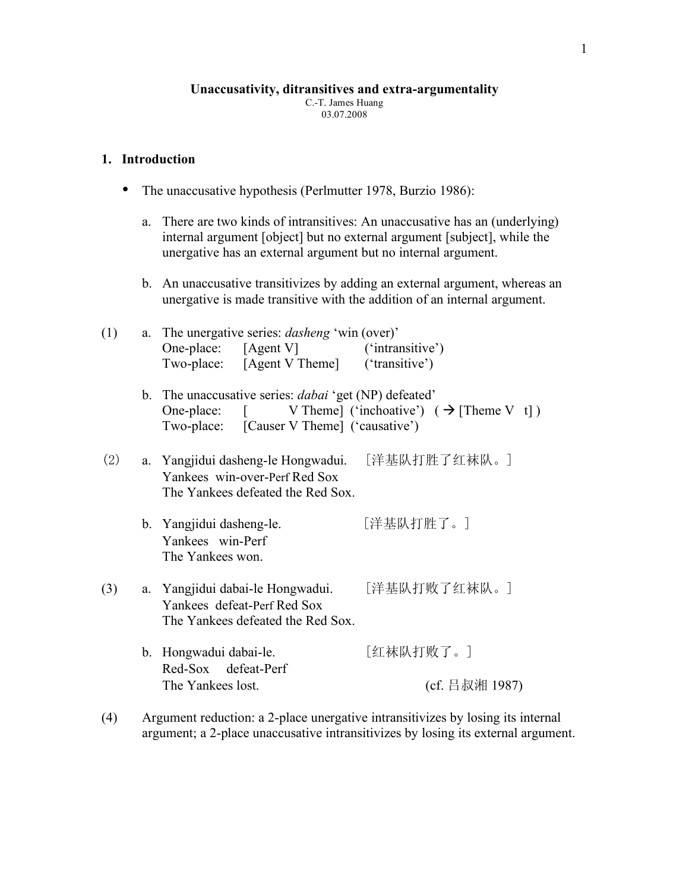**Unaccusativity, ditransitives and extra-argumentality**

C.-T. James Huang
03.07.2008

## 1. Introduction

- The unaccusative hypothesis (Perlmutter 1978, Burzio 1986):

  a. There are two kinds of intransitives: An unaccusative has an (underlying) internal argument [object] but no external argument [subject], while the unergative has an external argument but no internal argument.

  b. An unaccusative transitivizes by adding an external argument, whereas an unergative is made transitive with the addition of an internal argument.

(1) a. The unergative series: *dasheng* 'win (over)'
   One-place: [Agent V] ('intransitive')
   Two-place: [Agent V Theme] ('transitive')

   b. The unaccusative series: *dabai* 'get (NP) defeated'
   One-place: [ V Theme] ('inchoative') ( → [Theme V t] )
   Two-place: [Causer V Theme] ('causative')

(2) a. Yangjidui dasheng-le Hongwadui. ［洋基队打胜了红袜队。］
   Yankees win-over-Perf Red Sox
   The Yankees defeated the Red Sox.

   b. Yangjidui dasheng-le. ［洋基队打胜了。］
   Yankees win-Perf
   The Yankees won.

(3) a. Yangjidui dabai-le Hongwadui. ［洋基队打败了红袜队。］
   Yankees defeat-Perf Red Sox
   The Yankees defeated the Red Sox.

   b. Hongwadui dabai-le. ［红袜队打败了。］
   Red-Sox defeat-Perf
   The Yankees lost. (cf. 吕叔湘 1987)

(4) Argument reduction: a 2-place unergative intransitivizes by losing its internal argument; a 2-place unaccusative intransitivizes by losing its external argument.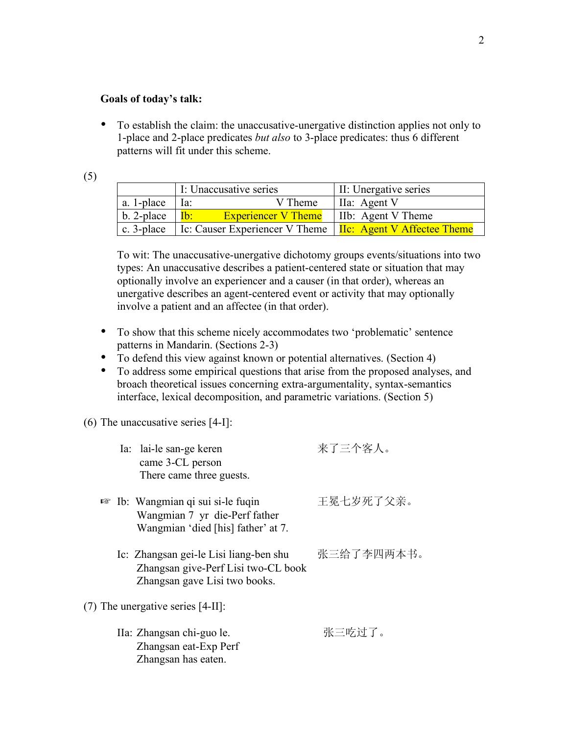**Goals of today's talk:**

- To establish the claim: the unaccusative-unergative distinction applies not only to 1-place and 2-place predicates *but also* to 3-place predicates: thus 6 different patterns will fit under this scheme.

(5)

| | I: Unaccusative series | II: Unergative series |
|---|---|---|
| a. 1-place | Ia: V Theme | IIa: Agent V |
| b. 2-place | Ib: Experiencer V Theme | IIb: Agent V Theme |
| c. 3-place | Ic: Causer Experiencer V Theme | IIc: Agent V Affectee Theme |

To wit: The unaccusative-unergative dichotomy groups events/situations into two types: An unaccusative describes a patient-centered state or situation that may optionally involve an experiencer and a causer (in that order), whereas an unergative describes an agent-centered event or activity that may optionally involve a patient and an affectee (in that order).

- To show that this scheme nicely accommodates two 'problematic' sentence patterns in Mandarin. (Sections 2-3)
- To defend this view against known or potential alternatives. (Section 4)
- To address some empirical questions that arise from the proposed analyses, and broach theoretical issues concerning extra-argumentality, syntax-semantics interface, lexical decomposition, and parametric variations. (Section 5)

(6) The unaccusative series [4-I]:

Ia: lai-le san-ge keren 来了三个客人。
came 3-CL person
There came three guests.

☞ Ib: Wangmian qi sui si-le fuqin 王冕七岁死了父亲。
Wangmian 7 yr die-Perf father
Wangmian 'died [his] father' at 7.

Ic: Zhangsan gei-le Lisi liang-ben shu 张三给了李四两本书。
Zhangsan give-Perf Lisi two-CL book
Zhangsan gave Lisi two books.

(7) The unergative series [4-II]:

IIa: Zhangsan chi-guo le. 张三吃过了。
Zhangsan eat-Exp Perf
Zhangsan has eaten.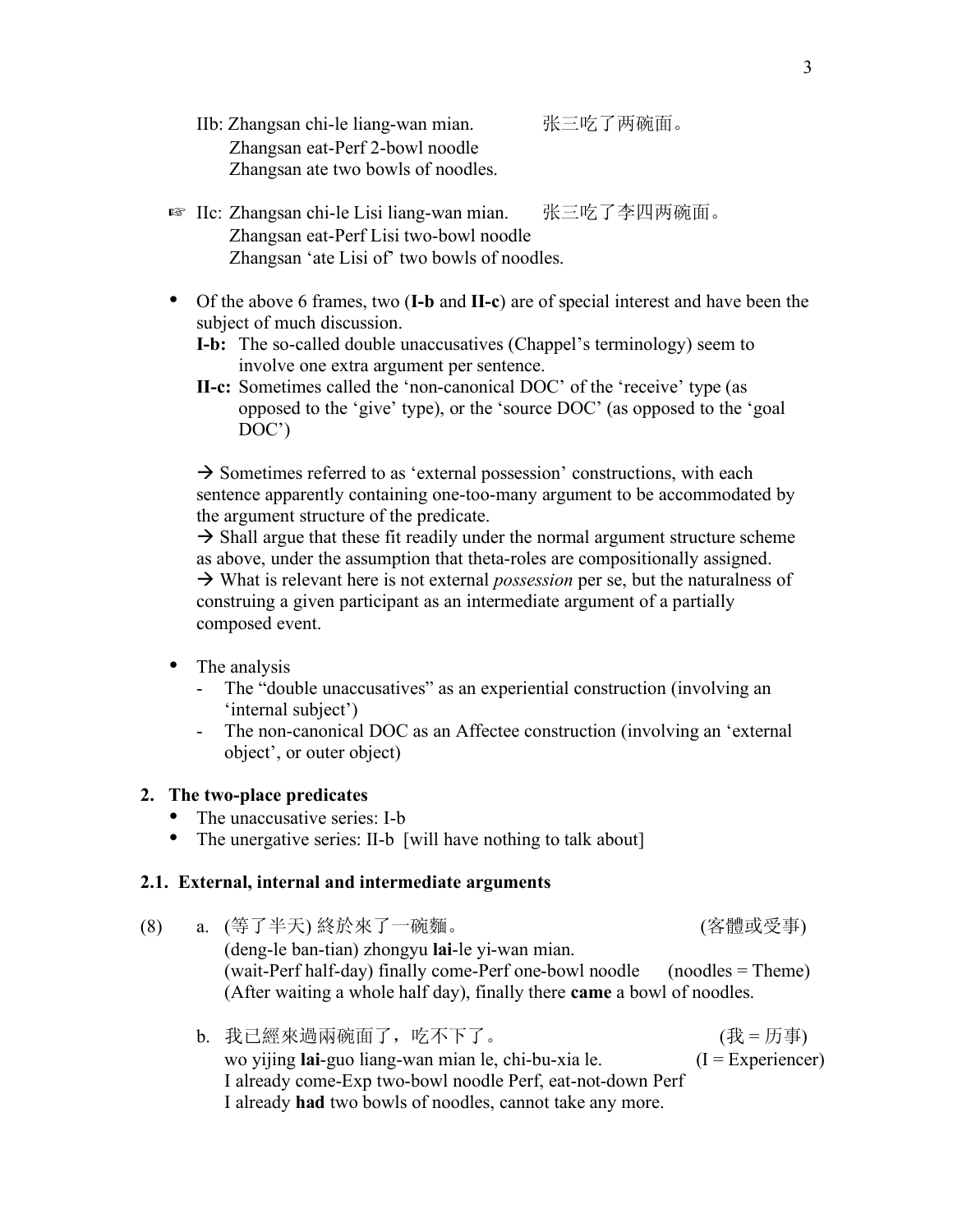IIb: Zhangsan chi-le liang-wan mian.　　张三吃了两碗面。
　Zhangsan eat-Perf 2-bowl noodle
　Zhangsan ate two bowls of noodles.

☞ IIc: Zhangsan chi-le Lisi liang-wan mian.　　张三吃了李四两碗面。
　Zhangsan eat-Perf Lisi two-bowl noodle
　Zhangsan 'ate Lisi of' two bowls of noodles.

- Of the above 6 frames, two (**I-b** and **II-c**) are of special interest and have been the subject of much discussion.
  - **I-b:** The so-called double unaccusatives (Chappel's terminology) seem to involve one extra argument per sentence.
  - **II-c:** Sometimes called the 'non-canonical DOC' of the 'receive' type (as opposed to the 'give' type), or the 'source DOC' (as opposed to the 'goal DOC')

  → Sometimes referred to as 'external possession' constructions, with each sentence apparently containing one-too-many argument to be accommodated by the argument structure of the predicate.
  → Shall argue that these fit readily under the normal argument structure scheme as above, under the assumption that theta-roles are compositionally assigned.
  → What is relevant here is not external *possession* per se, but the naturalness of construing a given participant as an intermediate argument of a partially composed event.

- The analysis
  - The "double unaccusatives" as an experiential construction (involving an 'internal subject')
  - The non-canonical DOC as an Affectee construction (involving an 'external object', or outer object)

## 2. The two-place predicates

- The unaccusative series: I-b
- The unergative series: II-b [will have nothing to talk about]

### 2.1. External, internal and intermediate arguments

(8) a. (等了半天) 終於來了一碗麵。　　(客體或受事)
　(deng-le ban-tian) zhongyu **lai**-le yi-wan mian.
　(wait-Perf half-day) finally come-Perf one-bowl noodle　　(noodles = Theme)
　(After waiting a whole half day), finally there **came** a bowl of noodles.

b. 我已經來過兩碗面了，吃不下了。　　(我 = 历事)
　wo yijing **lai**-guo liang-wan mian le, chi-bu-xia le.　　(I = Experiencer)
　I already come-Exp two-bowl noodle Perf, eat-not-down Perf
　I already **had** two bowls of noodles, cannot take any more.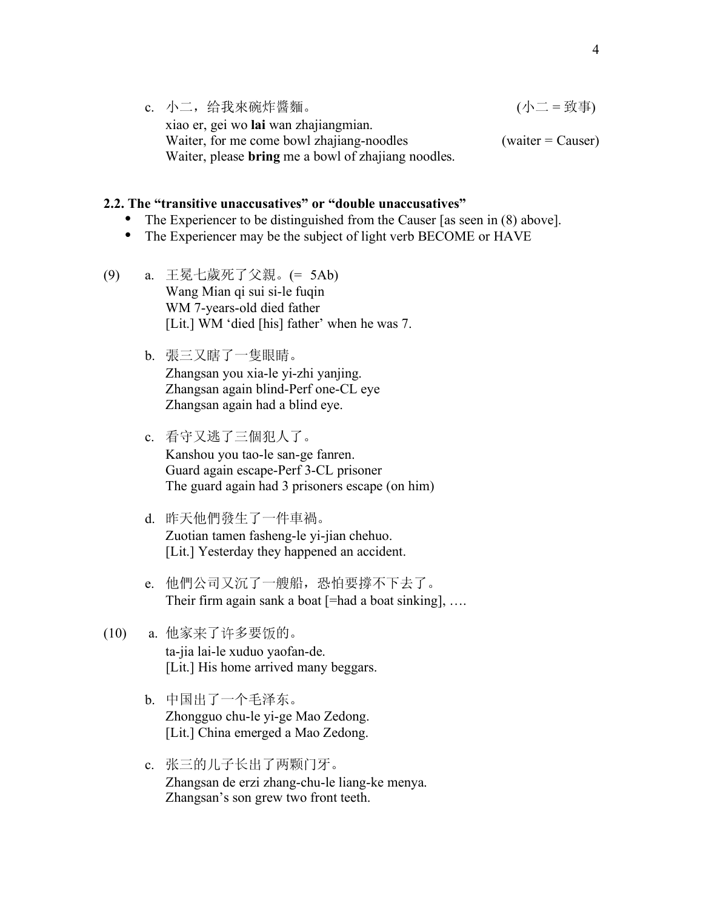c. 小二，给我來碗炸醬麵。 (小二 = 致事)
   xiao er, gei wo **lai** wan zhajiangmian.
   Waiter, for me come bowl zhajiang-noodles (waiter = Causer)
   Waiter, please **bring** me a bowl of zhajiang noodles.

### 2.2. The "transitive unaccusatives" or "double unaccusatives"

- The Experiencer to be distinguished from the Causer [as seen in (8) above].
- The Experiencer may be the subject of light verb BECOME or HAVE

(9)
a. 王冕七歲死了父親。(= 5Ab)
   Wang Mian qi sui si-le fuqin
   WM 7-years-old died father
   [Lit.] WM 'died [his] father' when he was 7.

b. 張三又瞎了一隻眼睛。
   Zhangsan you xia-le yi-zhi yanjing.
   Zhangsan again blind-Perf one-CL eye
   Zhangsan again had a blind eye.

c. 看守又逃了三個犯人了。
   Kanshou you tao-le san-ge fanren.
   Guard again escape-Perf 3-CL prisoner
   The guard again had 3 prisoners escape (on him)

d. 昨天他們發生了一件車禍。
   Zuotian tamen fasheng-le yi-jian chehuo.
   [Lit.] Yesterday they happened an accident.

e. 他們公司又沉了一艘船，恐怕要撐不下去了。
   Their firm again sank a boat [=had a boat sinking], ….

(10)
a. 他家来了许多要饭的。
   ta-jia lai-le xuduo yaofan-de.
   [Lit.] His home arrived many beggars.

b. 中国出了一个毛泽东。
   Zhongguo chu-le yi-ge Mao Zedong.
   [Lit.] China emerged a Mao Zedong.

c. 张三的儿子长出了两颗门牙。
   Zhangsan de erzi zhang-chu-le liang-ke menya.
   Zhangsan's son grew two front teeth.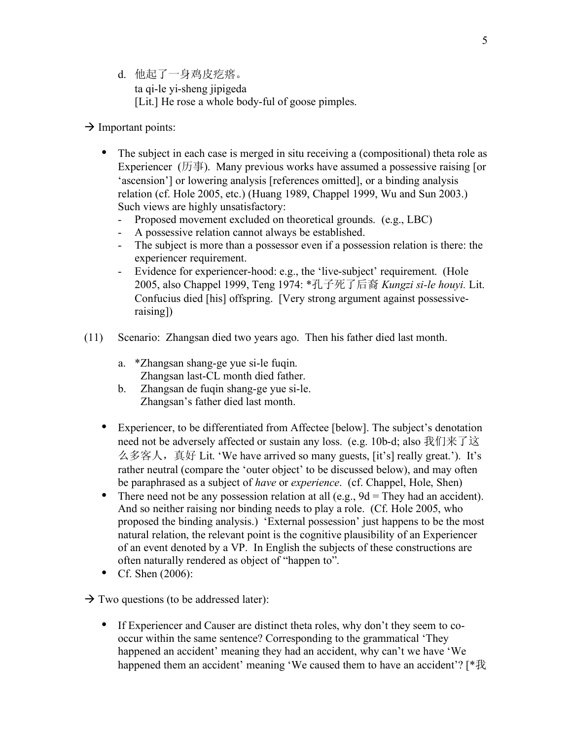d. 他起了一身鸡皮疙瘩。
   ta qi-le yi-sheng jipigeda
   [Lit.] He rose a whole body-ful of goose pimples.

→ Important points:

- The subject in each case is merged in situ receiving a (compositional) theta role as Experiencer (历事). Many previous works have assumed a possessive raising [or 'ascension'] or lowering analysis [references omitted], or a binding analysis relation (cf. Hole 2005, etc.) (Huang 1989, Chappel 1999, Wu and Sun 2003.) Such views are highly unsatisfactory:
  - Proposed movement excluded on theoretical grounds. (e.g., LBC)
  - A possessive relation cannot always be established.
  - The subject is more than a possessor even if a possession relation is there: the experiencer requirement.
  - Evidence for experiencer-hood: e.g., the 'live-subject' requirement. (Hole 2005, also Chappel 1999, Teng 1974: *孔子死了后裔 *Kungzi si-le houyi.* Lit. Confucius died [his] offspring. [Very strong argument against possessive-raising])

(11) Scenario: Zhangsan died two years ago. Then his father died last month.

  a. *Zhangsan shang-ge yue si-le fuqin.
     Zhangsan last-CL month died father.
  b. Zhangsan de fuqin shang-ge yue si-le.
     Zhangsan's father died last month.

- Experiencer, to be differentiated from Affectee [below]. The subject's denotation need not be adversely affected or sustain any loss. (e.g. 10b-d; also 我们来了这么多客人，真好 Lit. 'We have arrived so many guests, [it's] really great.'). It's rather neutral (compare the 'outer object' to be discussed below), and may often be paraphrased as a subject of *have* or *experience*. (cf. Chappel, Hole, Shen)
- There need not be any possession relation at all (e.g., 9d = They had an accident). And so neither raising nor binding needs to play a role. (Cf. Hole 2005, who proposed the binding analysis.) 'External possession' just happens to be the most natural relation, the relevant point is the cognitive plausibility of an Experiencer of an event denoted by a VP. In English the subjects of these constructions are often naturally rendered as object of "happen to".
- Cf. Shen (2006):

→ Two questions (to be addressed later):

- If Experiencer and Causer are distinct theta roles, why don't they seem to co-occur within the same sentence? Corresponding to the grammatical 'They happened an accident' meaning they had an accident, why can't we have 'We happened them an accident' meaning 'We caused them to have an accident'? [*我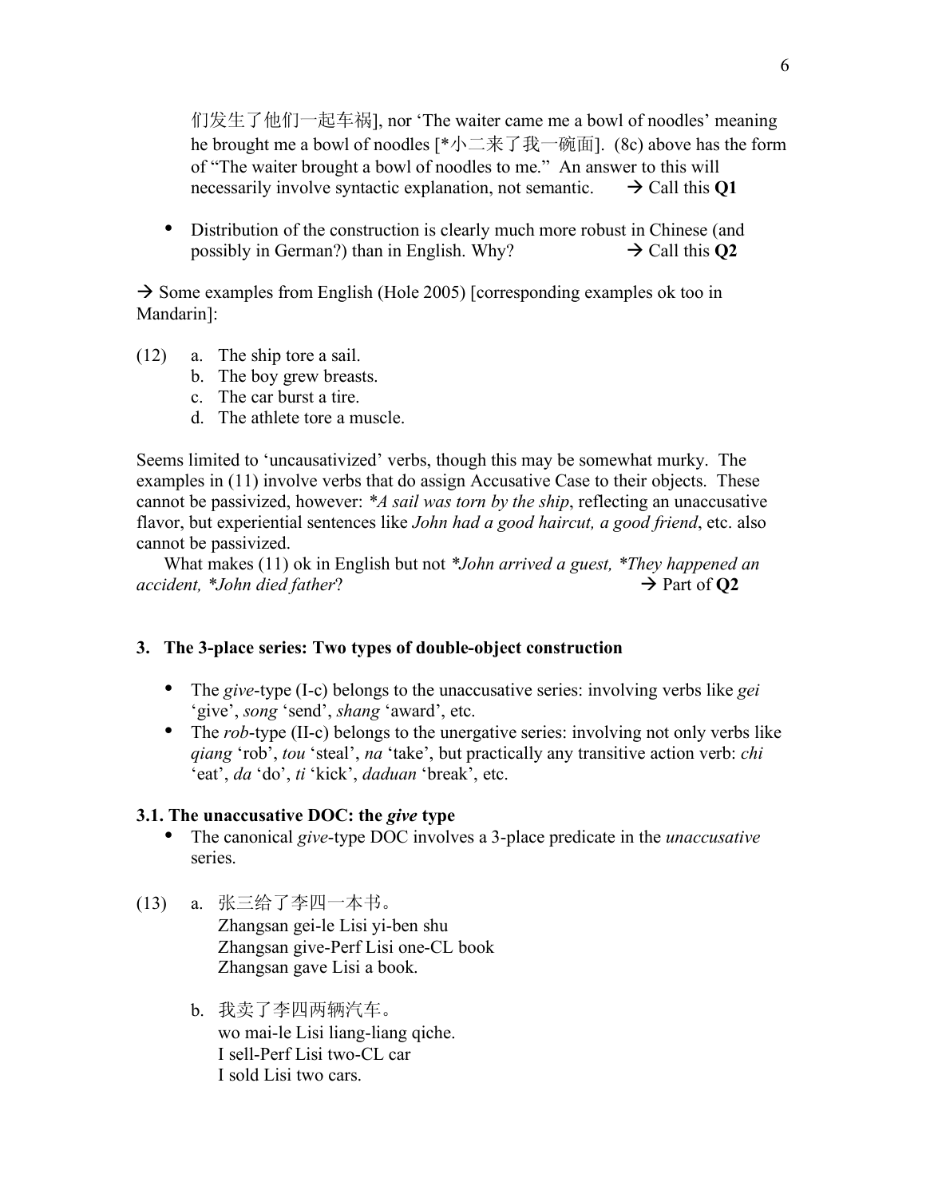们发生了他们一起车祸], nor 'The waiter came me a bowl of noodles' meaning he brought me a bowl of noodles [*小二来了我一碗面]. (8c) above has the form of "The waiter brought a bowl of noodles to me." An answer to this will necessarily involve syntactic explanation, not semantic. → Call this **Q1**

- Distribution of the construction is clearly much more robust in Chinese (and possibly in German?) than in English. Why? → Call this **Q2**

→ Some examples from English (Hole 2005) [corresponding examples ok too in Mandarin]:

(12) a. The ship tore a sail.
 b. The boy grew breasts.
 c. The car burst a tire.
 d. The athlete tore a muscle.

Seems limited to 'uncausativized' verbs, though this may be somewhat murky. The examples in (11) involve verbs that do assign Accusative Case to their objects. These cannot be passivized, however: *\*A sail was torn by the ship*, reflecting an unaccusative flavor, but experiential sentences like *John had a good haircut, a good friend*, etc. also cannot be passivized.

What makes (11) ok in English but not *\*John arrived a guest, \*They happened an accident, \*John died father*? → Part of **Q2**

### 3. The 3-place series: Two types of double-object construction

- The *give*-type (I-c) belongs to the unaccusative series: involving verbs like *gei* 'give', *song* 'send', *shang* 'award', etc.
- The *rob*-type (II-c) belongs to the unergative series: involving not only verbs like *qiang* 'rob', *tou* 'steal', *na* 'take', but practically any transitive action verb: *chi* 'eat', *da* 'do', *ti* 'kick', *daduan* 'break', etc.

#### 3.1. The unaccusative DOC: the *give* type

- The canonical *give*-type DOC involves a 3-place predicate in the *unaccusative* series.

(13) a. 张三给了李四一本书。
 Zhangsan gei-le Lisi yi-ben shu
 Zhangsan give-Perf Lisi one-CL book
 Zhangsan gave Lisi a book.

 b. 我卖了李四两辆汽车。
 wo mai-le Lisi liang-liang qiche.
 I sell-Perf Lisi two-CL car
 I sold Lisi two cars.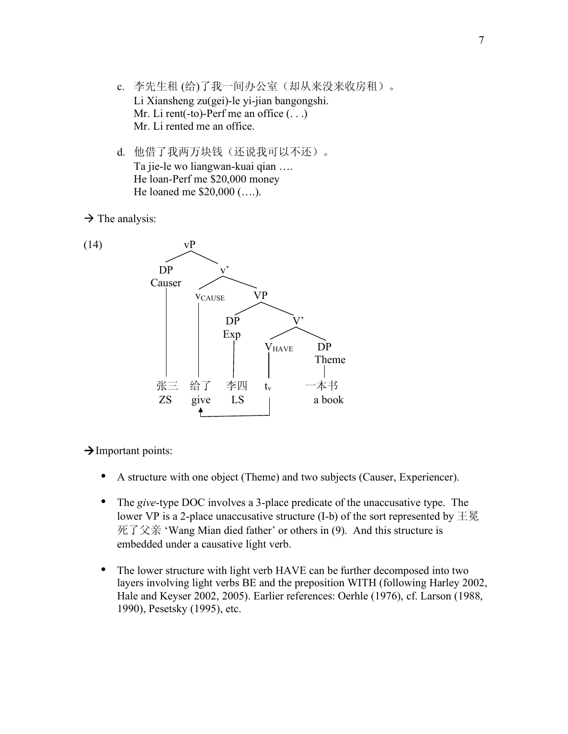c. 李先生租 (给)了我一间办公室（却从来没来收房租）。
   Li Xiansheng zu(gei)-le yi-jian bangongshi.
   Mr. Li rent(-to)-Perf me an office (. . .)
   Mr. Li rented me an office.

d. 他借了我两万块钱（还说我可以不还）。
   Ta jie-le wo liangwan-kuai qian ….
   He loan-Perf me $20,000 money
   He loaned me $20,000 (….).

→ The analysis:

(14)

```
vP
├── DP (Causer) ............................ 张三  ZS
└── v'
    ├── v_CAUSE ............................ 给了  give
    └── VP
        ├── DP (Exp) ....................... 李四  LS
        └── V'
            ├── V_HAVE ..................... t_v
            └── DP (Theme) ................. 一本书  a book

(V_HAVE moves to v_CAUSE: t_v → give)
```

→Important points:

- A structure with one object (Theme) and two subjects (Causer, Experiencer).

- The *give*-type DOC involves a 3-place predicate of the unaccusative type. The lower VP is a 2-place unaccusative structure (I-b) of the sort represented by 王冕死了父亲 'Wang Mian died father' or others in (9). And this structure is embedded under a causative light verb.

- The lower structure with light verb HAVE can be further decomposed into two layers involving light verbs BE and the preposition WITH (following Harley 2002, Hale and Keyser 2002, 2005). Earlier references: Oerhle (1976), cf. Larson (1988, 1990), Pesetsky (1995), etc.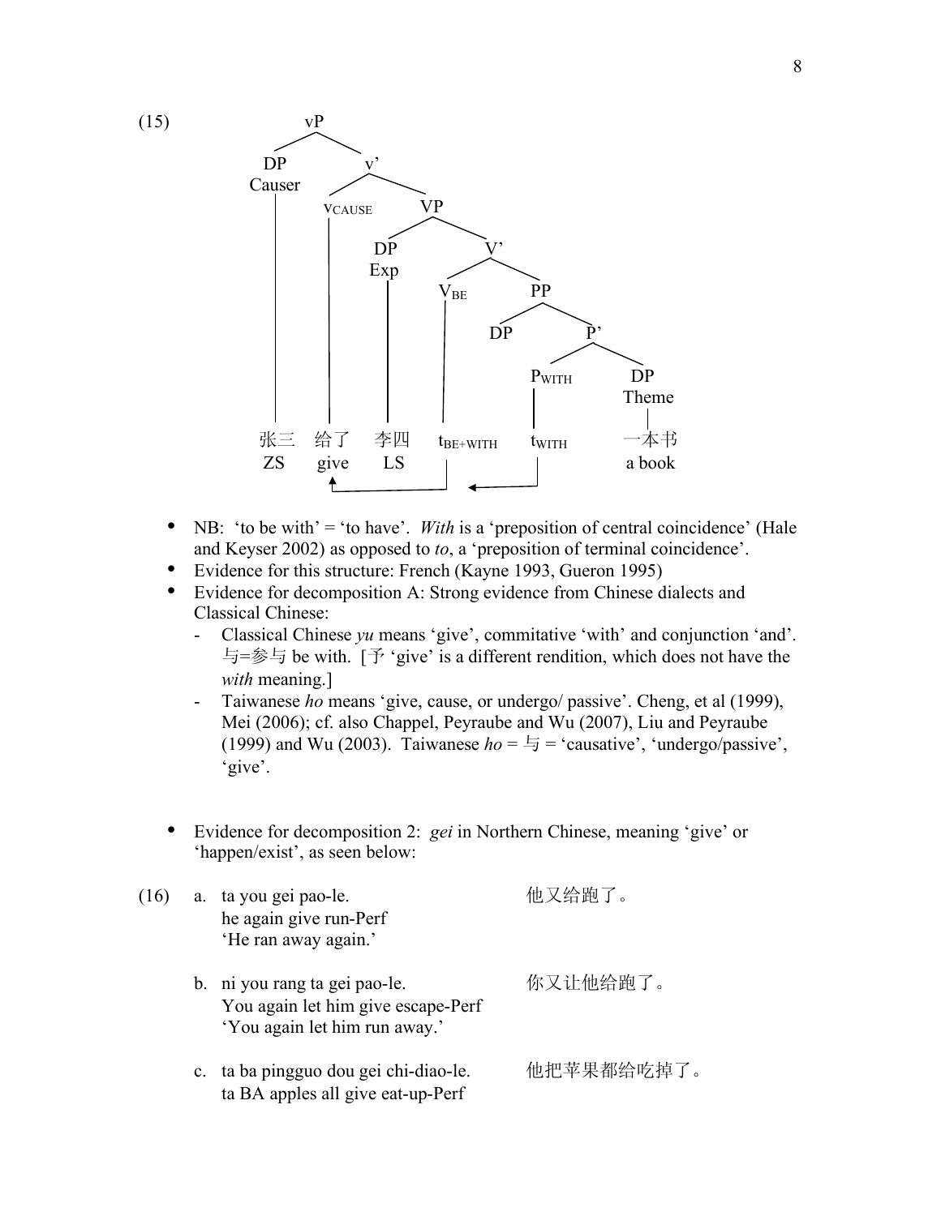(15)

```
vP
├── DP Causer ─────────────── 张三 ZS
└── v'
    ├── vCAUSE ────────────── 给了 give
    └── VP
        ├── DP Exp ────────── 李四 LS
        └── V'
            ├── VBE ───────── tBE+WITH
            └── PP
                ├── DP
                └── P'
                    ├── PWITH ── tWITH
                    └── DP Theme ── 一本书 a book
```

(Arrows: $t_{WITH}$ → $t_{BE+WITH}$ → 给了 give)

- NB: 'to be with' = 'to have'. *With* is a 'preposition of central coincidence' (Hale and Keyser 2002) as opposed to *to*, a 'preposition of terminal coincidence'.
- Evidence for this structure: French (Kayne 1993, Gueron 1995)
- Evidence for decomposition A: Strong evidence from Chinese dialects and Classical Chinese:
  - Classical Chinese *yu* means 'give', commitative 'with' and conjunction 'and'. 与=参与 be with. [予 'give' is a different rendition, which does not have the *with* meaning.]
  - Taiwanese *ho* means 'give, cause, or undergo/ passive'. Cheng, et al (1999), Mei (2006); cf. also Chappel, Peyraube and Wu (2007), Liu and Peyraube (1999) and Wu (2003). Taiwanese *ho* = 与 = 'causative', 'undergo/passive', 'give'.

- Evidence for decomposition 2: *gei* in Northern Chinese, meaning 'give' or 'happen/exist', as seen below:

(16)
a. ta you gei pao-le. 他又给跑了。
   he again give run-Perf
   'He ran away again.'

b. ni you rang ta gei pao-le. 你又让他给跑了。
   You again let him give escape-Perf
   'You again let him run away.'

c. ta ba pingguo dou gei chi-diao-le. 他把苹果都给吃掉了。
   ta BA apples all give eat-up-Perf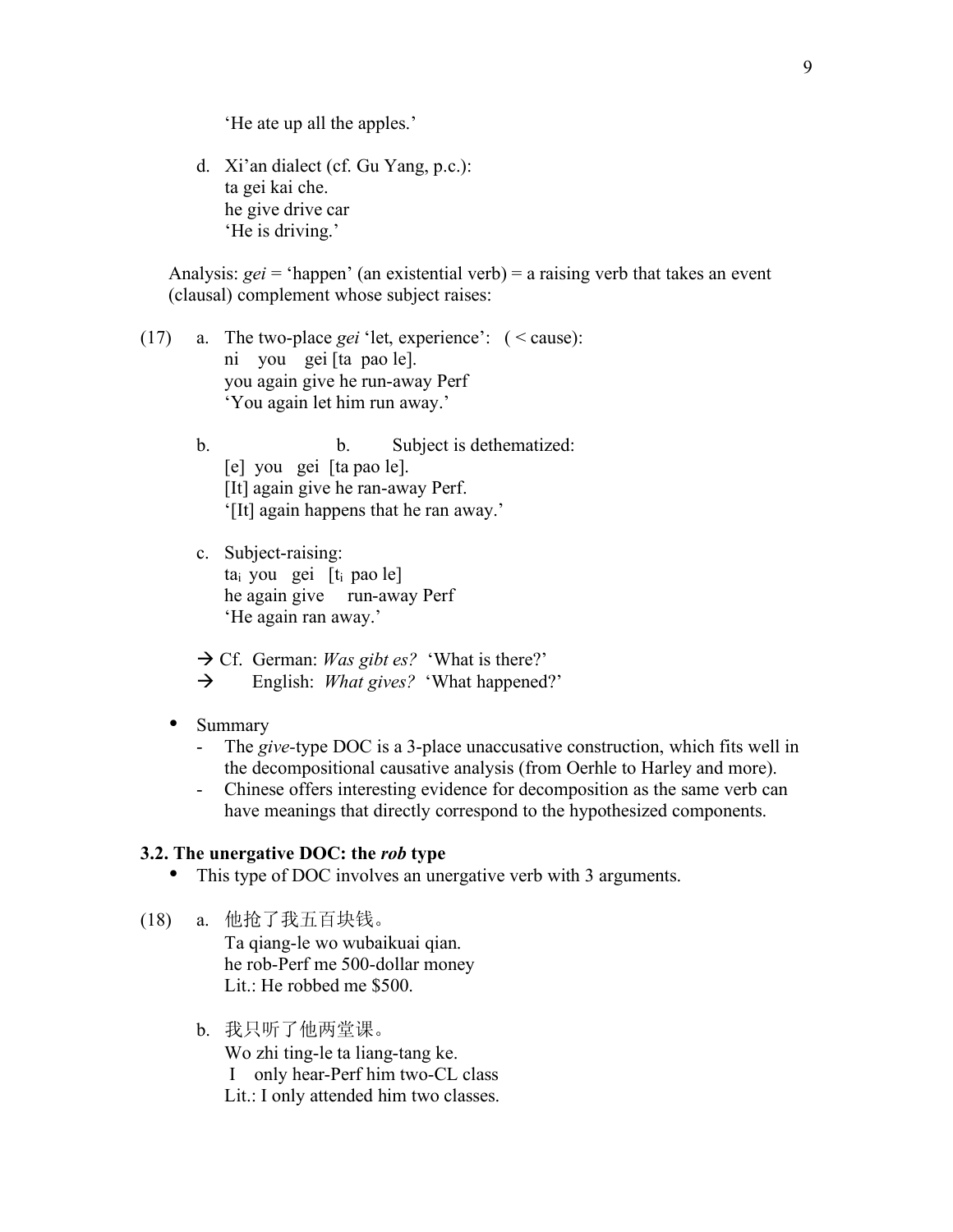'He ate up all the apples.'

d. Xi'an dialect (cf. Gu Yang, p.c.):
   ta gei kai che.
   he give drive car
   'He is driving.'

Analysis: *gei* = 'happen' (an existential verb) = a raising verb that takes an event (clausal) complement whose subject raises:

(17) a. The two-place *gei* 'let, experience': ( < cause):
   ni you gei [ta pao le].
   you again give he run-away Perf
   'You again let him run away.'

b. b. Subject is dethematized:
   [e] you gei [ta pao le].
   [It] again give he ran-away Perf.
   '[It] again happens that he ran away.'

c. Subject-raising:
   $ta_i$ you gei [$t_i$ pao le]
   he again give run-away Perf
   'He again ran away.'

→ Cf. German: *Was gibt es?* 'What is there?'
→ English: *What gives?* 'What happened?'

- Summary
  - The *give*-type DOC is a 3-place unaccusative construction, which fits well in the decompositional causative analysis (from Oerhle to Harley and more).
  - Chinese offers interesting evidence for decomposition as the same verb can have meanings that directly correspond to the hypothesized components.

### 3.2. The unergative DOC: the *rob* type

- This type of DOC involves an unergative verb with 3 arguments.

(18) a. 他抢了我五百块钱。
   Ta qiang-le wo wubaikuai qian.
   he rob-Perf me 500-dollar money
   Lit.: He robbed me $500.

b. 我只听了他两堂课。
   Wo zhi ting-le ta liang-tang ke.
   I only hear-Perf him two-CL class
   Lit.: I only attended him two classes.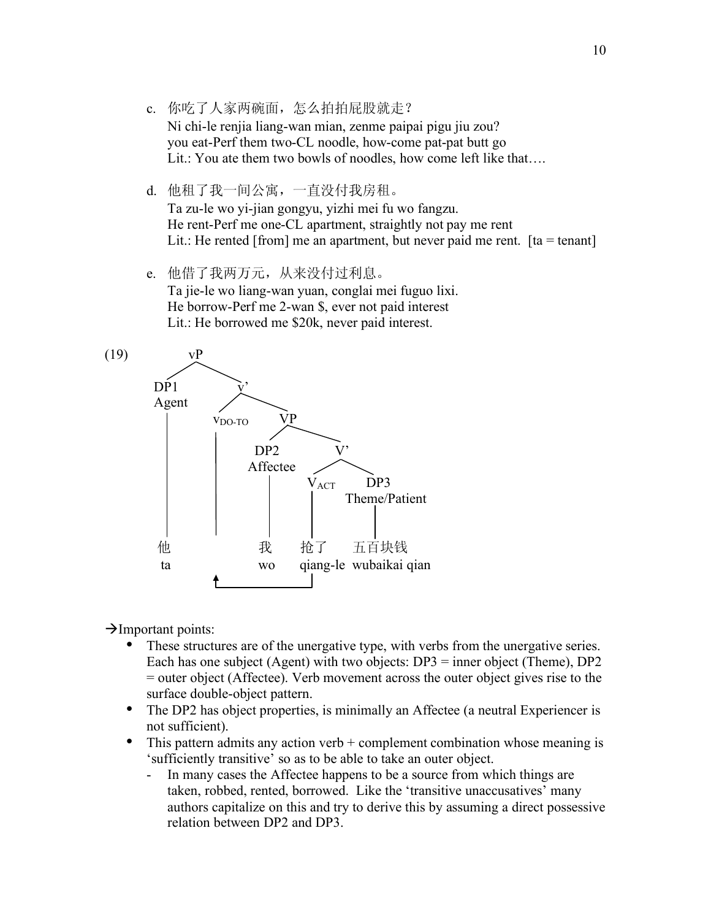c. 你吃了人家两碗面，怎么拍拍屁股就走？
   Ni chi-le renjia liang-wan mian, zenme paipai pigu jiu zou?
   you eat-Perf them two-CL noodle, how-come pat-pat butt go
   Lit.: You ate them two bowls of noodles, how come left like that….

d. 他租了我一间公寓，一直没付我房租。
   Ta zu-le wo yi-jian gongyu, yizhi mei fu wo fangzu.
   He rent-Perf me one-CL apartment, straightly not pay me rent
   Lit.: He rented [from] me an apartment, but never paid me rent. [ta = tenant]

e. 他借了我两万元，从来没付过利息。
   Ta jie-le wo liang-wan yuan, conglai mei fuguo lixi.
   He borrow-Perf me 2-wan $, ever not paid interest
   Lit.: He borrowed me $20k, never paid interest.

(19)

```
vP
├── DP1 (Agent)
│     他 ta
└── v'
    ├── v_DO-TO   ← (V_ACT moves here)
    └── VP
        ├── DP2 (Affectee)
        │     我 wo
        └── V'
            ├── V_ACT
            │     抢了 qiang-le
            └── DP3 (Theme/Patient)
                  五百块钱 wubaikai qian
```

→Important points:

- These structures are of the unergative type, with verbs from the unergative series. Each has one subject (Agent) with two objects: DP3 = inner object (Theme), DP2 = outer object (Affectee). Verb movement across the outer object gives rise to the surface double-object pattern.
- The DP2 has object properties, is minimally an Affectee (a neutral Experiencer is not sufficient).
- This pattern admits any action verb + complement combination whose meaning is 'sufficiently transitive' so as to be able to take an outer object.
  - In many cases the Affectee happens to be a source from which things are taken, robbed, rented, borrowed. Like the 'transitive unaccusatives' many authors capitalize on this and try to derive this by assuming a direct possessive relation between DP2 and DP3.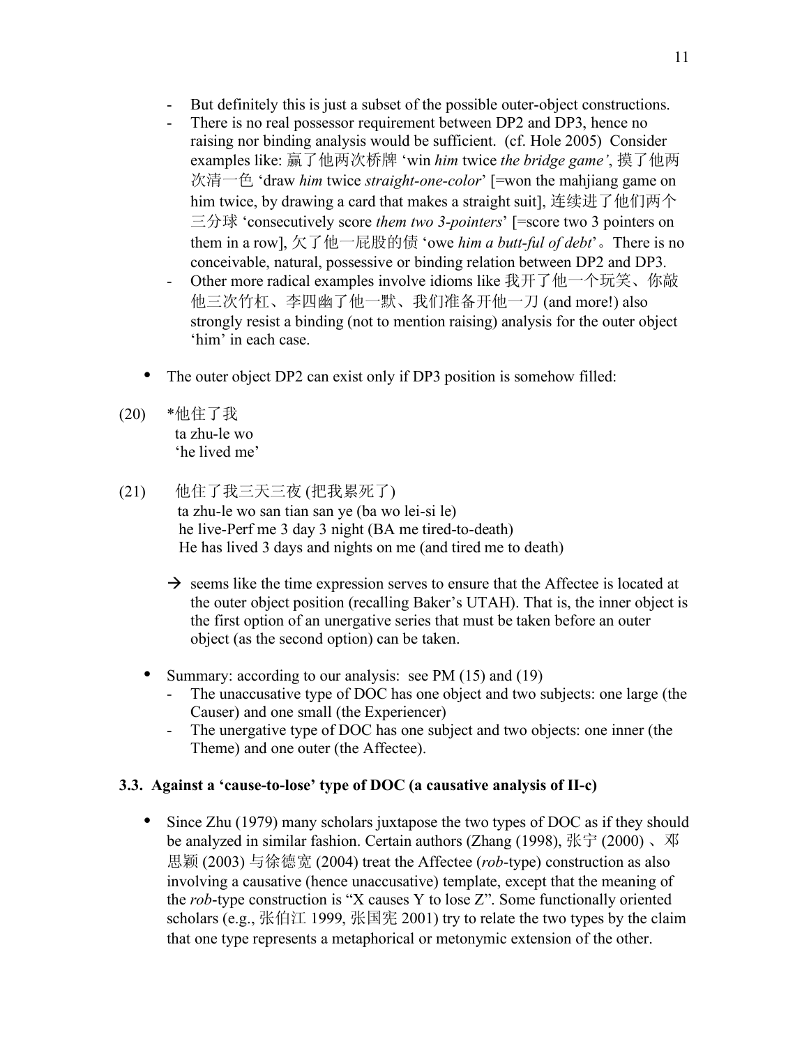- But definitely this is just a subset of the possible outer-object constructions.
- There is no real possessor requirement between DP2 and DP3, hence no raising nor binding analysis would be sufficient. (cf. Hole 2005) Consider examples like: 赢了他两次桥牌 'win *him* twice *the bridge game'*, 摸了他两次清一色 'draw *him* twice *straight-one-color*' [=won the mahjiang game on him twice, by drawing a card that makes a straight suit], 连续进了他们两个三分球 'consecutively score *them two 3-pointers*' [=score two 3 pointers on them in a row], 欠了他一屁股的债 'owe *him a butt-ful of debt*'。There is no conceivable, natural, possessive or binding relation between DP2 and DP3.
- Other more radical examples involve idioms like 我开了他一个玩笑、你敲他三次竹杠、李四幽了他一默、我们准备开他一刀 (and more!) also strongly resist a binding (not to mention raising) analysis for the outer object 'him' in each case.

- The outer object DP2 can exist only if DP3 position is somehow filled:

(20) *他住了我
ta zhu-le wo
'he lived me'

(21) 他住了我三天三夜 (把我累死了)
ta zhu-le wo san tian san ye (ba wo lei-si le)
he live-Perf me 3 day 3 night (BA me tired-to-death)
He has lived 3 days and nights on me (and tired me to death)

→ seems like the time expression serves to ensure that the Affectee is located at the outer object position (recalling Baker's UTAH). That is, the inner object is the first option of an unergative series that must be taken before an outer object (as the second option) can be taken.

- Summary: according to our analysis: see PM (15) and (19)
  - The unaccusative type of DOC has one object and two subjects: one large (the Causer) and one small (the Experiencer)
  - The unergative type of DOC has one subject and two objects: one inner (the Theme) and one outer (the Affectee).

### 3.3. Against a 'cause-to-lose' type of DOC (a causative analysis of II-c)

- Since Zhu (1979) many scholars juxtapose the two types of DOC as if they should be analyzed in similar fashion. Certain authors (Zhang (1998), 张宁 (2000) 、邓思颖 (2003) 与徐德宽 (2004) treat the Affectee (*rob*-type) construction as also involving a causative (hence unaccusative) template, except that the meaning of the *rob*-type construction is "X causes Y to lose Z". Some functionally oriented scholars (e.g., 张伯江 1999, 张国宪 2001) try to relate the two types by the claim that one type represents a metaphorical or metonymic extension of the other.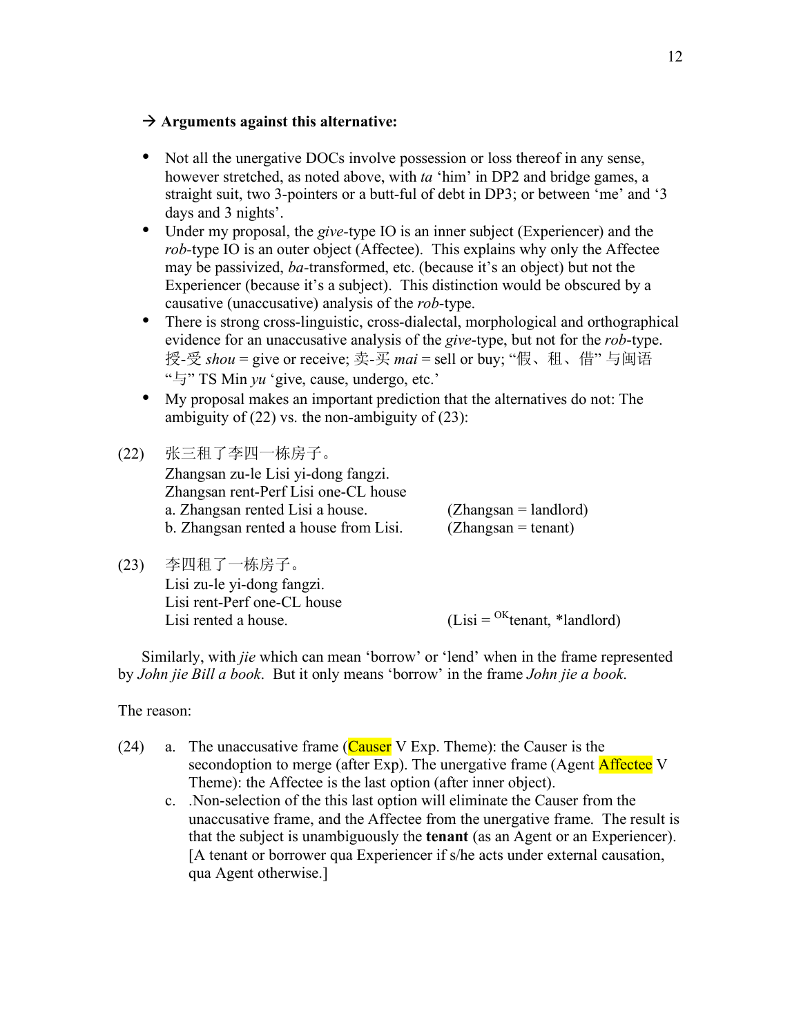→ **Arguments against this alternative:**

- Not all the unergative DOCs involve possession or loss thereof in any sense, however stretched, as noted above, with *ta* 'him' in DP2 and bridge games, a straight suit, two 3-pointers or a butt-ful of debt in DP3; or between 'me' and '3 days and 3 nights'.
- Under my proposal, the *give*-type IO is an inner subject (Experiencer) and the *rob*-type IO is an outer object (Affectee). This explains why only the Affectee may be passivized, *ba*-transformed, etc. (because it's an object) but not the Experiencer (because it's a subject). This distinction would be obscured by a causative (unaccusative) analysis of the *rob*-type.
- There is strong cross-linguistic, cross-dialectal, morphological and orthographical evidence for an unaccusative analysis of the *give*-type, but not for the *rob*-type. 授-受 *shou* = give or receive; 卖-买 *mai* = sell or buy; "假、租、借" 与闽语 "与" TS Min *yu* 'give, cause, undergo, etc.'
- My proposal makes an important prediction that the alternatives do not: The ambiguity of (22) vs. the non-ambiguity of (23):

(22) 张三租了李四一栋房子。
Zhangsan zu-le Lisi yi-dong fangzi.
Zhangsan rent-Perf Lisi one-CL house
a. Zhangsan rented Lisi a house. (Zhangsan = landlord)
b. Zhangsan rented a house from Lisi. (Zhangsan = tenant)

(23) 李四租了一栋房子。
Lisi zu-le yi-dong fangzi.
Lisi rent-Perf one-CL house
Lisi rented a house. (Lisi = [OK]tenant, *landlord)

Similarly, with *jie* which can mean 'borrow' or 'lend' when in the frame represented by *John jie Bill a book*. But it only means 'borrow' in the frame *John jie a book*.

The reason:

(24) a. The unaccusative frame (Causer V Exp. Theme): the Causer is the secondoption to merge (after Exp). The unergative frame (Agent Affectee V Theme): the Affectee is the last option (after inner object).
c. .Non-selection of the this last option will eliminate the Causer from the unaccusative frame, and the Affectee from the unergative frame. The result is that the subject is unambiguously the **tenant** (as an Agent or an Experiencer). [A tenant or borrower qua Experiencer if s/he acts under external causation, qua Agent otherwise.]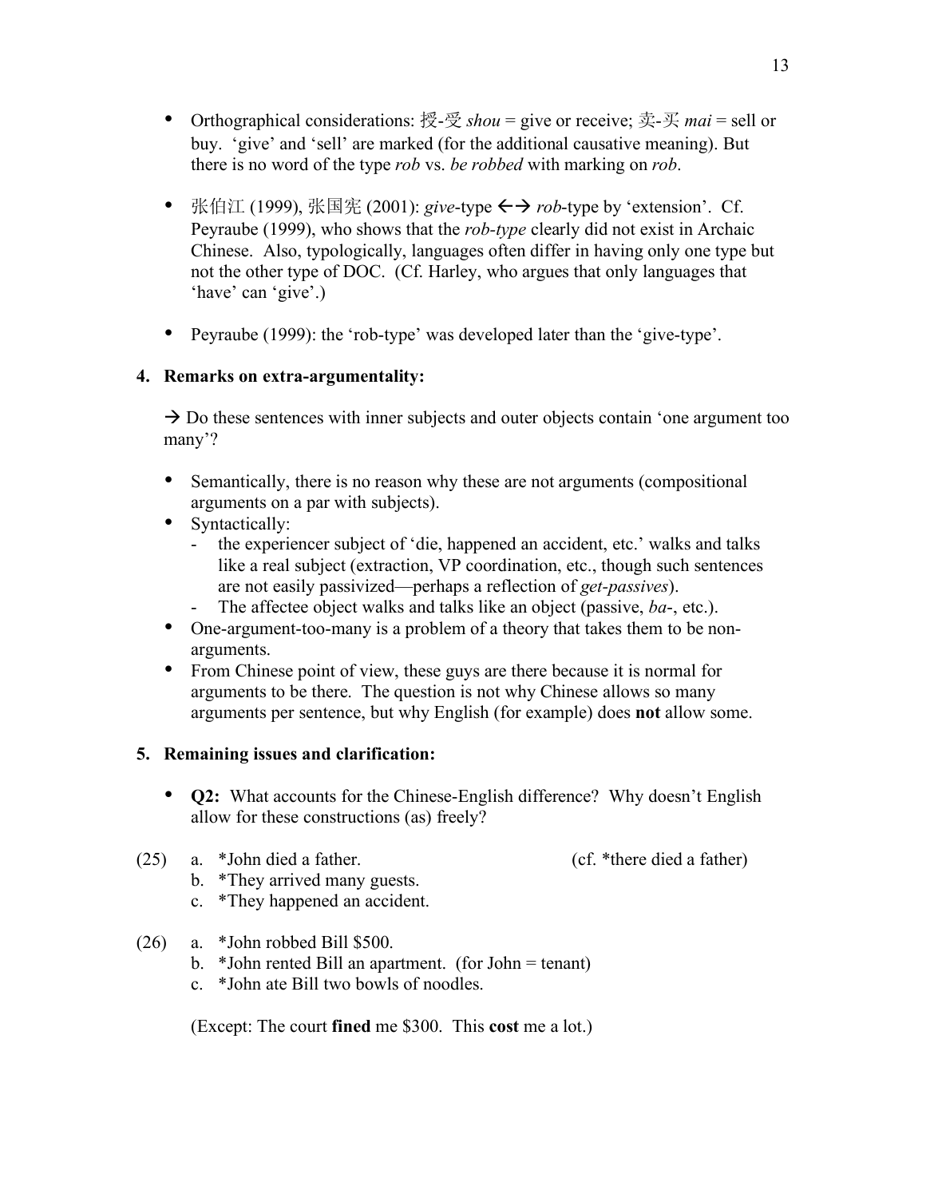- Orthographical considerations: 授-受 *shou* = give or receive; 卖-买 *mai* = sell or buy. 'give' and 'sell' are marked (for the additional causative meaning). But there is no word of the type *rob* vs. *be robbed* with marking on *rob*.

- 张伯江 (1999), 张国宪 (2001): *give*-type ←→ *rob*-type by 'extension'. Cf. Peyraube (1999), who shows that the *rob-type* clearly did not exist in Archaic Chinese. Also, typologically, languages often differ in having only one type but not the other type of DOC. (Cf. Harley, who argues that only languages that 'have' can 'give'.)

- Peyraube (1999): the 'rob-type' was developed later than the 'give-type'.

## 4. Remarks on extra-argumentality:

→ Do these sentences with inner subjects and outer objects contain 'one argument too many'?

- Semantically, there is no reason why these are not arguments (compositional arguments on a par with subjects).
- Syntactically:
  - the experiencer subject of 'die, happened an accident, etc.' walks and talks like a real subject (extraction, VP coordination, etc., though such sentences are not easily passivized—perhaps a reflection of *get-passives*).
  - The affectee object walks and talks like an object (passive, *ba*-, etc.).
- One-argument-too-many is a problem of a theory that takes them to be non-arguments.
- From Chinese point of view, these guys are there because it is normal for arguments to be there. The question is not why Chinese allows so many arguments per sentence, but why English (for example) does **not** allow some.

## 5. Remaining issues and clarification:

- **Q2:** What accounts for the Chinese-English difference? Why doesn't English allow for these constructions (as) freely?

(25) a. *John died a father. (cf. *there died a father)
 b. *They arrived many guests.
 c. *They happened an accident.

(26) a. *John robbed Bill $500.
 b. *John rented Bill an apartment. (for John = tenant)
 c. *John ate Bill two bowls of noodles.

(Except: The court **fined** me $300. This **cost** me a lot.)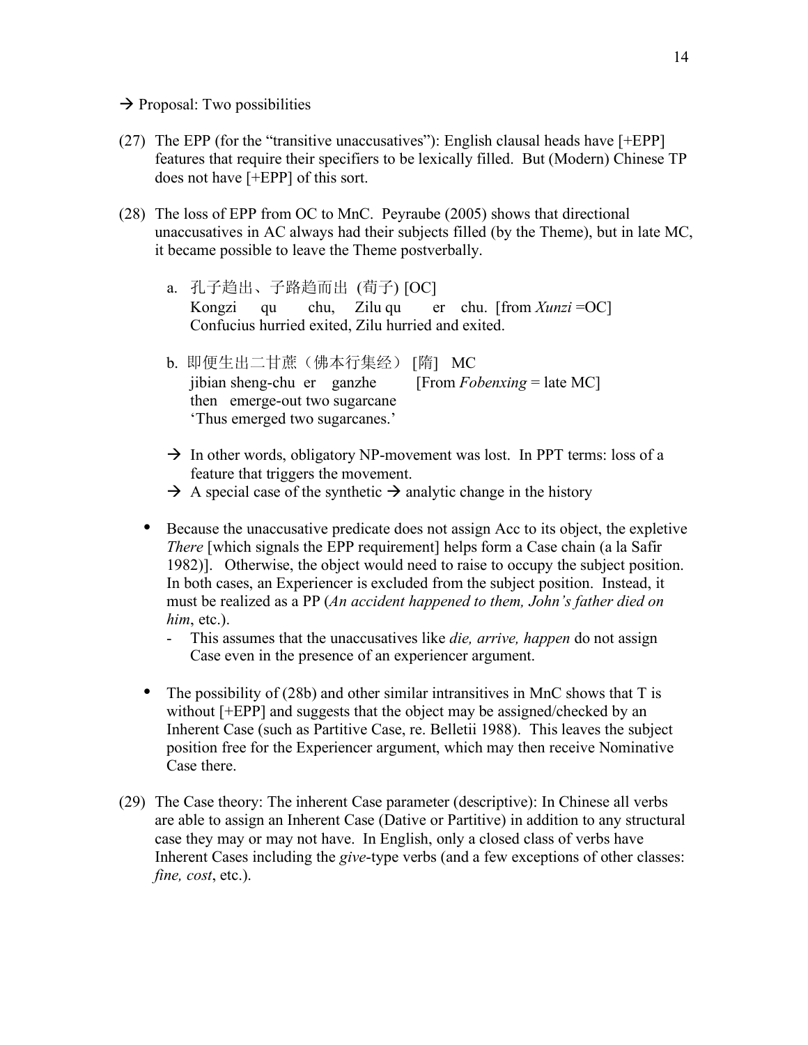→ Proposal: Two possibilities

(27) The EPP (for the "transitive unaccusatives"): English clausal heads have [+EPP] features that require their specifiers to be lexically filled. But (Modern) Chinese TP does not have [+EPP] of this sort.

(28) The loss of EPP from OC to MnC. Peyraube (2005) shows that directional unaccusatives in AC always had their subjects filled (by the Theme), but in late MC, it became possible to leave the Theme postverbally.

   a. 孔子趋出、子路趋而出 (荀子) [OC]
      Kongzi qu chu, Zilu qu er chu. [from *Xunzi* =OC]
      Confucius hurried exited, Zilu hurried and exited.

   b. 即便生出二甘蔗（佛本行集经）[隋] MC
      jibian sheng-chu er ganzhe [From *Fobenxing* = late MC]
      then emerge-out two sugarcane
      'Thus emerged two sugarcanes.'

   → In other words, obligatory NP-movement was lost. In PPT terms: loss of a feature that triggers the movement.
   → A special case of the synthetic → analytic change in the history

- Because the unaccusative predicate does not assign Acc to its object, the expletive *There* [which signals the EPP requirement] helps form a Case chain (a la Safir 1982)]. Otherwise, the object would need to raise to occupy the subject position. In both cases, an Experiencer is excluded from the subject position. Instead, it must be realized as a PP (*An accident happened to them, John's father died on him*, etc.).
  - This assumes that the unaccusatives like *die, arrive, happen* do not assign Case even in the presence of an experiencer argument.

- The possibility of (28b) and other similar intransitives in MnC shows that T is without [+EPP] and suggests that the object may be assigned/checked by an Inherent Case (such as Partitive Case, re. Belletii 1988). This leaves the subject position free for the Experiencer argument, which may then receive Nominative Case there.

(29) The Case theory: The inherent Case parameter (descriptive): In Chinese all verbs are able to assign an Inherent Case (Dative or Partitive) in addition to any structural case they may or may not have. In English, only a closed class of verbs have Inherent Cases including the *give*-type verbs (and a few exceptions of other classes: *fine, cost*, etc.).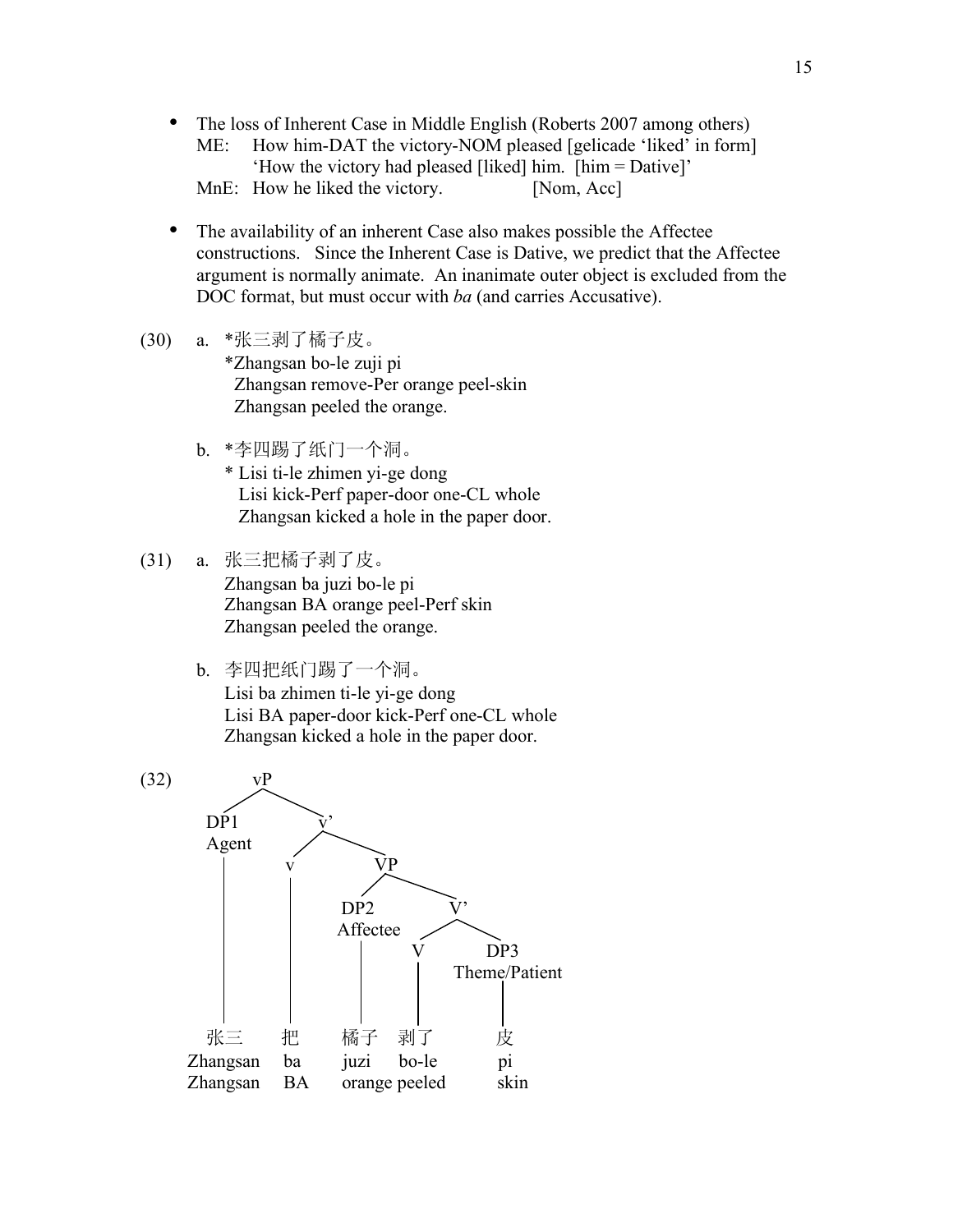- The loss of Inherent Case in Middle English (Roberts 2007 among others)
  ME: How him-DAT the victory-NOM pleased [gelicade 'liked' in form]
  'How the victory had pleased [liked] him. [him = Dative]'
  MnE: How he liked the victory. [Nom, Acc]

- The availability of an inherent Case also makes possible the Affectee constructions. Since the Inherent Case is Dative, we predict that the Affectee argument is normally animate. An inanimate outer object is excluded from the DOC format, but must occur with *ba* (and carries Accusative).

(30) a. *张三剥了橘子皮。
*Zhangsan bo-le zuji pi
Zhangsan remove-Per orange peel-skin
Zhangsan peeled the orange.

b. *李四踢了纸门一个洞。
* Lisi ti-le zhimen yi-ge dong
Lisi kick-Perf paper-door one-CL whole
Zhangsan kicked a hole in the paper door.

(31) a. 张三把橘子剥了皮。
Zhangsan ba juzi bo-le pi
Zhangsan BA orange peel-Perf skin
Zhangsan peeled the orange.

b. 李四把纸门踢了一个洞。
Lisi ba zhimen ti-le yi-ge dong
Lisi BA paper-door kick-Perf one-CL whole
Zhangsan kicked a hole in the paper door.

(32)

```
vP
├── DP1 (Agent): 张三 Zhangsan 'Zhangsan'
└── v'
    ├── v: 把 ba 'BA'
    └── VP
        ├── DP2 (Affectee): 橘子 juzi 'orange'
        └── V'
            ├── V: 剥了 bo-le 'peeled'
            └── DP3 (Theme/Patient): 皮 pi 'skin'
```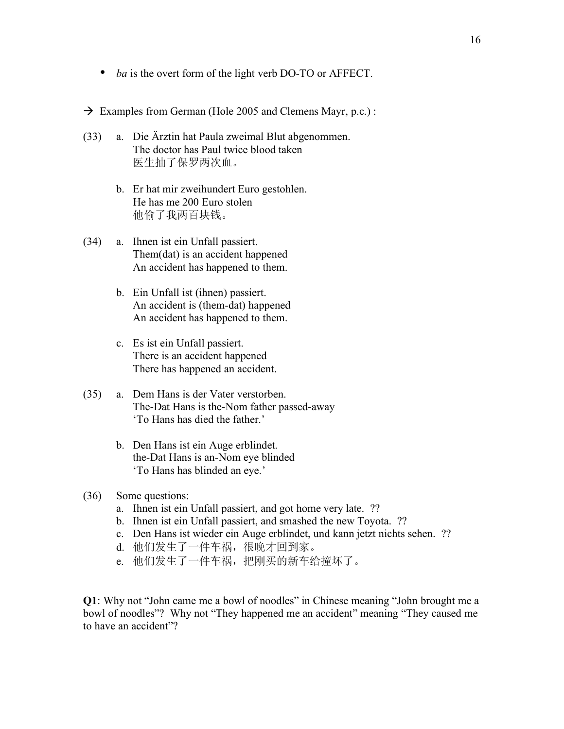- *ba* is the overt form of the light verb DO-TO or AFFECT.

→ Examples from German (Hole 2005 and Clemens Mayr, p.c.) :

(33) a. Die Ärztin hat Paula zweimal Blut abgenommen.
The doctor has Paul twice blood taken
医生抽了保罗两次血。

b. Er hat mir zweihundert Euro gestohlen.
He has me 200 Euro stolen
他偷了我两百块钱。

(34) a. Ihnen ist ein Unfall passiert.
Them(dat) is an accident happened
An accident has happened to them.

b. Ein Unfall ist (ihnen) passiert.
An accident is (them-dat) happened
An accident has happened to them.

c. Es ist ein Unfall passiert.
There is an accident happened
There has happened an accident.

(35) a. Dem Hans is der Vater verstorben.
The-Dat Hans is the-Nom father passed-away
'To Hans has died the father.'

b. Den Hans ist ein Auge erblindet.
the-Dat Hans is an-Nom eye blinded
'To Hans has blinded an eye.'

(36) Some questions:
a. Ihnen ist ein Unfall passiert, and got home very late. ??
b. Ihnen ist ein Unfall passiert, and smashed the new Toyota. ??
c. Den Hans ist wieder ein Auge erblindet, und kann jetzt nichts sehen. ??
d. 他们发生了一件车祸，很晚才回到家。
e. 他们发生了一件车祸，把刚买的新车给撞坏了。

**Q1**: Why not "John came me a bowl of noodles" in Chinese meaning "John brought me a bowl of noodles"? Why not "They happened me an accident" meaning "They caused me to have an accident"?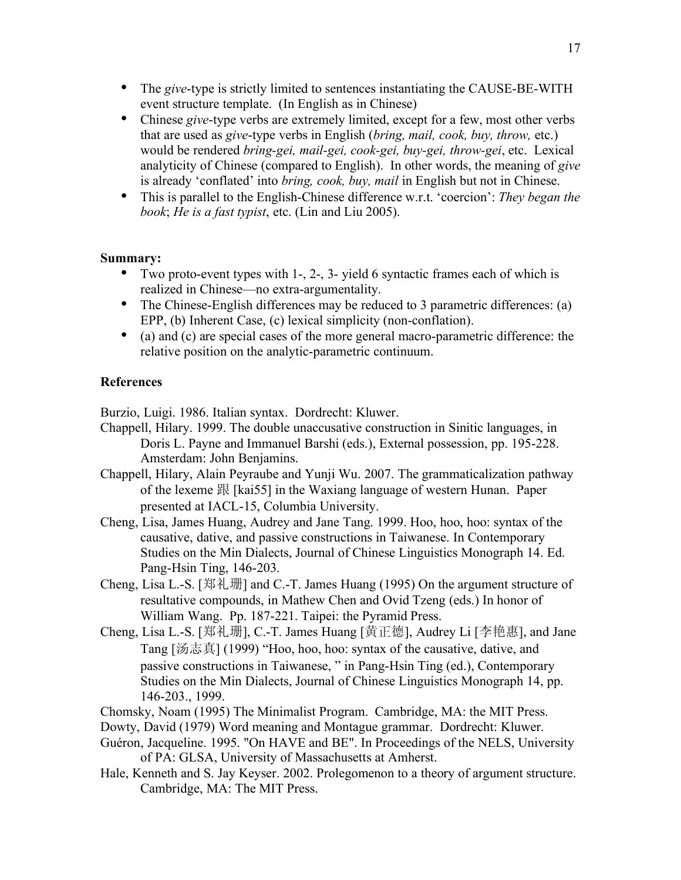- The *give*-type is strictly limited to sentences instantiating the CAUSE-BE-WITH event structure template. (In English as in Chinese)
- Chinese *give*-type verbs are extremely limited, except for a few, most other verbs that are used as *give*-type verbs in English (*bring, mail, cook, buy, throw,* etc.) would be rendered *bring-gei, mail-gei, cook-gei, buy-gei, throw-gei*, etc. Lexical analyticity of Chinese (compared to English). In other words, the meaning of *give* is already 'conflated' into *bring, cook, buy, mail* in English but not in Chinese.
- This is parallel to the English-Chinese difference w.r.t. 'coercion': *They began the book*; *He is a fast typist*, etc. (Lin and Liu 2005).

**Summary:**

- Two proto-event types with 1-, 2-, 3- yield 6 syntactic frames each of which is realized in Chinese—no extra-argumentality.
- The Chinese-English differences may be reduced to 3 parametric differences: (a) EPP, (b) Inherent Case, (c) lexical simplicity (non-conflation).
- (a) and (c) are special cases of the more general macro-parametric difference: the relative position on the analytic-parametric continuum.

## References

Burzio, Luigi. 1986. Italian syntax. Dordrecht: Kluwer.

Chappell, Hilary. 1999. The double unaccusative construction in Sinitic languages, in Doris L. Payne and Immanuel Barshi (eds.), External possession, pp. 195-228. Amsterdam: John Benjamins.

Chappell, Hilary, Alain Peyraube and Yunji Wu. 2007. The grammaticalization pathway of the lexeme 跟 [kai55] in the Waxiang language of western Hunan. Paper presented at IACL-15, Columbia University.

Cheng, Lisa, James Huang, Audrey and Jane Tang. 1999. Hoo, hoo, hoo: syntax of the causative, dative, and passive constructions in Taiwanese. In Contemporary Studies on the Min Dialects, Journal of Chinese Linguistics Monograph 14. Ed. Pang-Hsin Ting, 146-203.

Cheng, Lisa L.-S. [郑礼珊] and C.-T. James Huang (1995) On the argument structure of resultative compounds, in Mathew Chen and Ovid Tzeng (eds.) In honor of William Wang. Pp. 187-221. Taipei: the Pyramid Press.

Cheng, Lisa L.-S. [郑礼珊], C.-T. James Huang [黄正德], Audrey Li [李艳惠], and Jane Tang [汤志真] (1999) "Hoo, hoo, hoo: syntax of the causative, dative, and passive constructions in Taiwanese, " in Pang-Hsin Ting (ed.), Contemporary Studies on the Min Dialects, Journal of Chinese Linguistics Monograph 14, pp. 146-203., 1999.

Chomsky, Noam (1995) The Minimalist Program. Cambridge, MA: the MIT Press.

Dowty, David (1979) Word meaning and Montague grammar. Dordrecht: Kluwer.

Guéron, Jacqueline. 1995. "On HAVE and BE". In Proceedings of the NELS, University of PA: GLSA, University of Massachusetts at Amherst.

Hale, Kenneth and S. Jay Keyser. 2002. Prolegomenon to a theory of argument structure. Cambridge, MA: The MIT Press.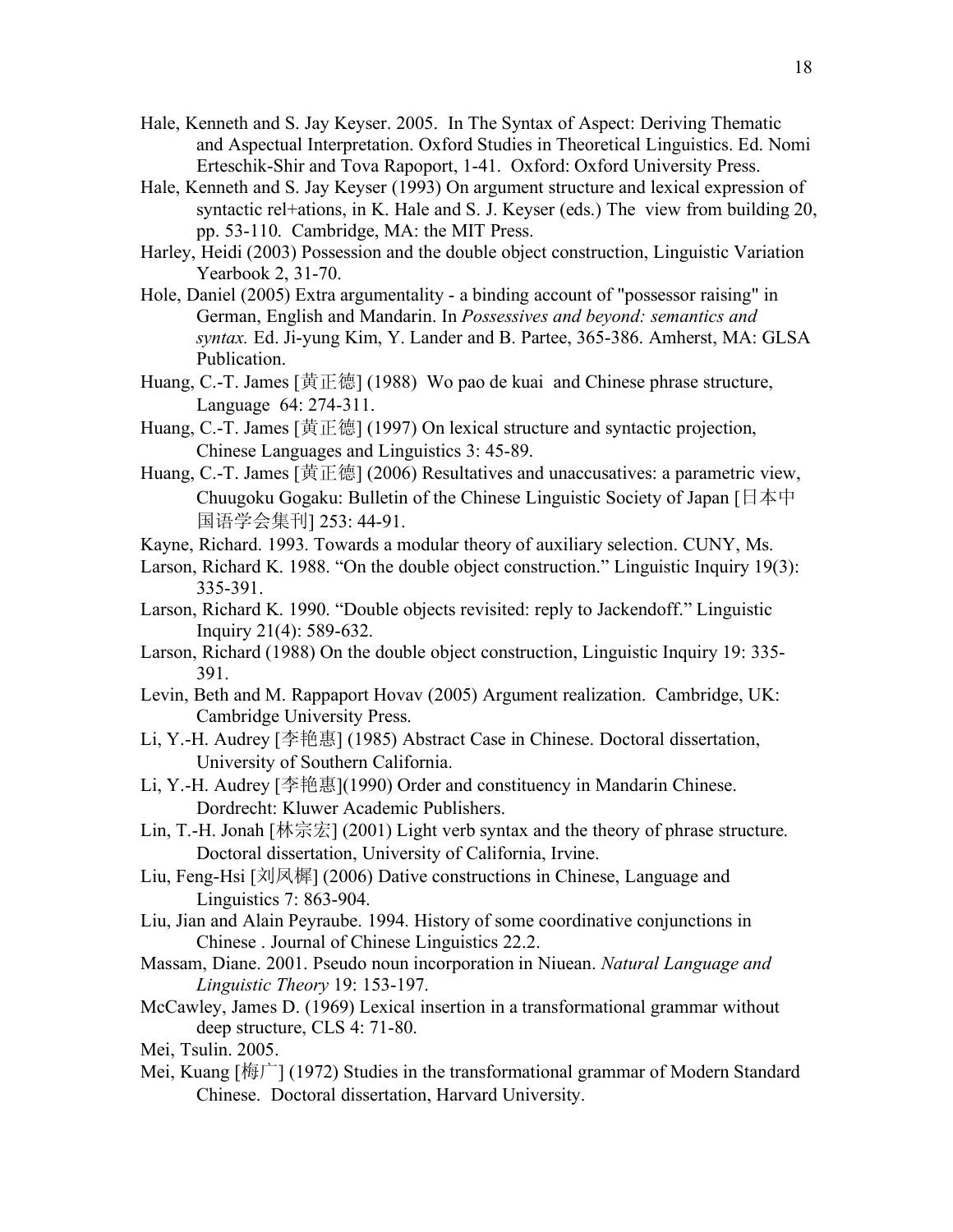Hale, Kenneth and S. Jay Keyser. 2005. In The Syntax of Aspect: Deriving Thematic and Aspectual Interpretation. Oxford Studies in Theoretical Linguistics. Ed. Nomi Erteschik-Shir and Tova Rapoport, 1-41. Oxford: Oxford University Press.

Hale, Kenneth and S. Jay Keyser (1993) On argument structure and lexical expression of syntactic rel+ations, in K. Hale and S. J. Keyser (eds.) The view from building 20, pp. 53-110. Cambridge, MA: the MIT Press.

Harley, Heidi (2003) Possession and the double object construction, Linguistic Variation Yearbook 2, 31-70.

Hole, Daniel (2005) Extra argumentality - a binding account of "possessor raising" in German, English and Mandarin. In *Possessives and beyond: semantics and syntax.* Ed. Ji-yung Kim, Y. Lander and B. Partee, 365-386. Amherst, MA: GLSA Publication.

Huang, C.-T. James [黄正德] (1988) Wo pao de kuai and Chinese phrase structure, Language 64: 274-311.

Huang, C.-T. James [黄正德] (1997) On lexical structure and syntactic projection, Chinese Languages and Linguistics 3: 45-89.

Huang, C.-T. James [黄正德] (2006) Resultatives and unaccusatives: a parametric view, Chuugoku Gogaku: Bulletin of the Chinese Linguistic Society of Japan [日本中国语学会集刊] 253: 44-91.

Kayne, Richard. 1993. Towards a modular theory of auxiliary selection. CUNY, Ms.

Larson, Richard K. 1988. "On the double object construction." Linguistic Inquiry 19(3): 335-391.

Larson, Richard K. 1990. "Double objects revisited: reply to Jackendoff." Linguistic Inquiry 21(4): 589-632.

Larson, Richard (1988) On the double object construction, Linguistic Inquiry 19: 335-391.

Levin, Beth and M. Rappaport Hovav (2005) Argument realization. Cambridge, UK: Cambridge University Press.

Li, Y.-H. Audrey [李艳惠] (1985) Abstract Case in Chinese. Doctoral dissertation, University of Southern California.

Li, Y.-H. Audrey [李艳惠](1990) Order and constituency in Mandarin Chinese. Dordrecht: Kluwer Academic Publishers.

Lin, T.-H. Jonah [林宗宏] (2001) Light verb syntax and the theory of phrase structure. Doctoral dissertation, University of California, Irvine.

Liu, Feng-Hsi [刘凤樨] (2006) Dative constructions in Chinese, Language and Linguistics 7: 863-904.

Liu, Jian and Alain Peyraube. 1994. History of some coordinative conjunctions in Chinese . Journal of Chinese Linguistics 22.2.

Massam, Diane. 2001. Pseudo noun incorporation in Niuean. *Natural Language and Linguistic Theory* 19: 153-197.

McCawley, James D. (1969) Lexical insertion in a transformational grammar without deep structure, CLS 4: 71-80.

Mei, Tsulin. 2005.

Mei, Kuang [梅广] (1972) Studies in the transformational grammar of Modern Standard Chinese. Doctoral dissertation, Harvard University.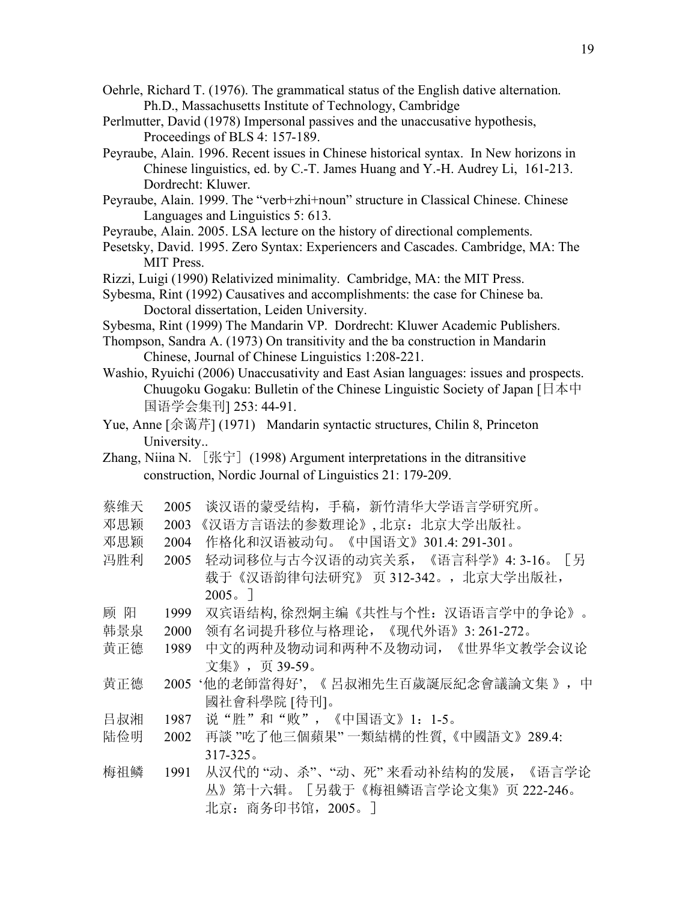Oehrle, Richard T. (1976). The grammatical status of the English dative alternation. Ph.D., Massachusetts Institute of Technology, Cambridge

Perlmutter, David (1978) Impersonal passives and the unaccusative hypothesis, Proceedings of BLS 4: 157-189.

Peyraube, Alain. 1996. Recent issues in Chinese historical syntax. In New horizons in Chinese linguistics, ed. by C.-T. James Huang and Y.-H. Audrey Li, 161-213. Dordrecht: Kluwer.

Peyraube, Alain. 1999. The "verb+zhi+noun" structure in Classical Chinese. Chinese Languages and Linguistics 5: 613.

Peyraube, Alain. 2005. LSA lecture on the history of directional complements.

Pesetsky, David. 1995. Zero Syntax: Experiencers and Cascades. Cambridge, MA: The MIT Press.

Rizzi, Luigi (1990) Relativized minimality. Cambridge, MA: the MIT Press.

Sybesma, Rint (1992) Causatives and accomplishments: the case for Chinese ba. Doctoral dissertation, Leiden University.

Sybesma, Rint (1999) The Mandarin VP. Dordrecht: Kluwer Academic Publishers.

Thompson, Sandra A. (1973) On transitivity and the ba construction in Mandarin Chinese, Journal of Chinese Linguistics 1:208-221.

Washio, Ryuichi (2006) Unaccusativity and East Asian languages: issues and prospects. Chuugoku Gogaku: Bulletin of the Chinese Linguistic Society of Japan [日本中国语学会集刊] 253: 44-91.

Yue, Anne [余蔼芹] (1971) Mandarin syntactic structures, Chilin 8, Princeton University..

Zhang, Niina N. ［张宁］(1998) Argument interpretations in the ditransitive construction, Nordic Journal of Linguistics 21: 179-209.

蔡维天 2005 谈汉语的蒙受结构，手稿，新竹清华大学语言学研究所。

邓思颖 2003 《汉语方言语法的参数理论》, 北京：北京大学出版社。

邓思颖 2004 作格化和汉语被动句。《中国语文》301.4: 291-301。

冯胜利 2005 轻动词移位与古今汉语的动宾关系，《语言科学》4: 3-16。［另载于《汉语韵律句法研究》 页 312-342。，北京大学出版社，2005。］

顾 阳 1999 双宾语结构, 徐烈炯主编《共性与个性：汉语语言学中的争论》。

韩景泉 2000 领有名词提升移位与格理论，《现代外语》3: 261-272。

黄正德 1989 中文的两种及物动词和两种不及物动词，《世界华文教学会议论文集》，页 39-59。

黄正德 2005 '他的老師當得好'，《 吕叔湘先生百歲誕辰紀念會議論文集 》，中國社會科學院 [待刊]。

吕叔湘 1987 说"胜"和"败"，《中国语文》1：1-5。

陆俭明 2002 再談 "吃了他三個蘋果" 一類結構的性質,《中國語文》289.4: 317-325。

梅祖麟 1991 从汉代的 "动、杀"、"动、死" 来看动补结构的发展，《语言学论丛》第十六辑。［另载于《梅祖麟语言学论文集》页 222-246。北京：商务印书馆，2005。］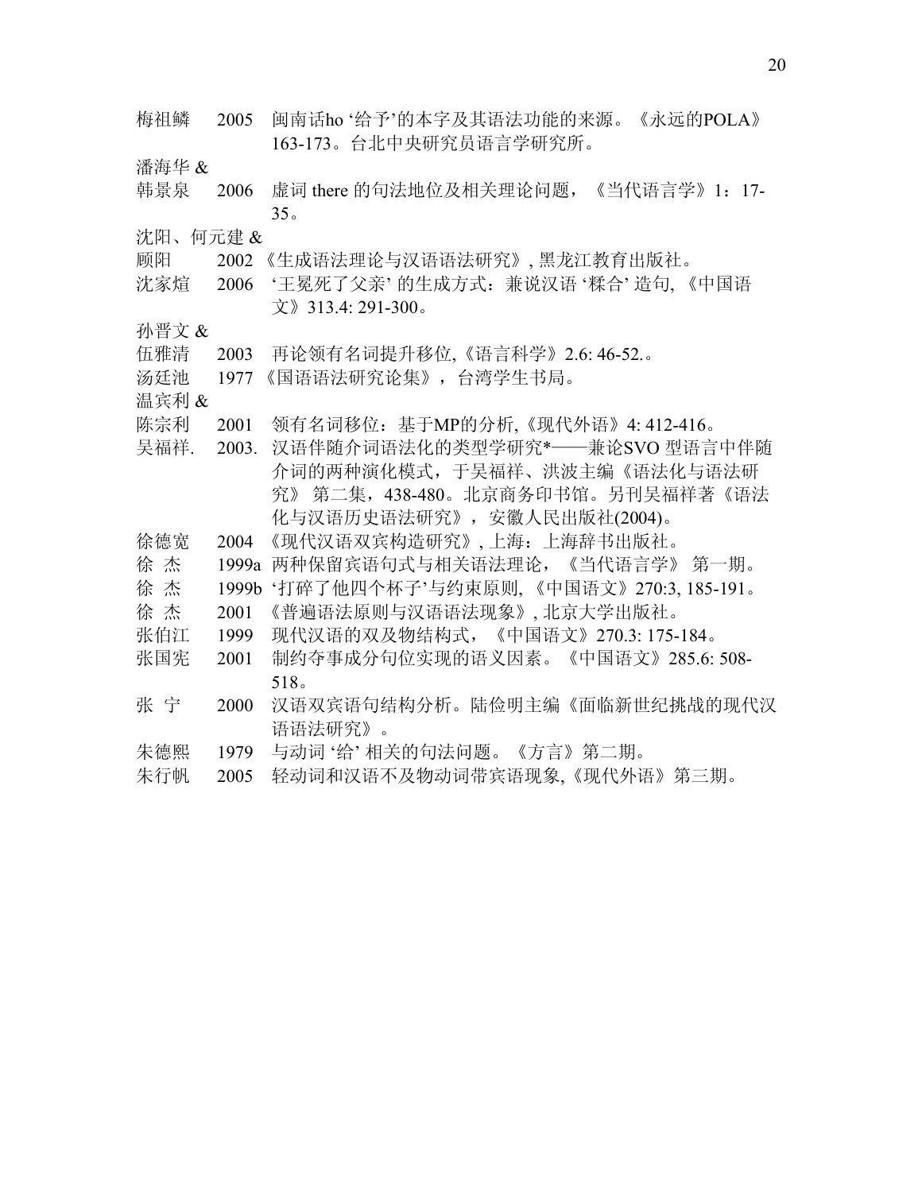梅祖麟　2005　闽南话ho '给予'的本字及其语法功能的来源。《永远的POLA》163-173。台北中央研究员语言学研究所。

潘海华 &
韩景泉　2006　虚词 there 的句法地位及相关理论问题，《当代语言学》1：17-35。

沈阳、何元建 &
顾阳　2002《生成语法理论与汉语语法研究》, 黑龙江教育出版社。

沈家煊　2006　'王冕死了父亲' 的生成方式：兼说汉语 '糅合' 造句, 《中国语文》313.4: 291-300。

孙晋文 &
伍雅清　2003　再论领有名词提升移位,《语言科学》2.6: 46-52.。

汤廷池　1977《国语语法研究论集》，台湾学生书局。

温宾利 &
陈宗利　2001　领有名词移位：基于MP的分析,《现代外语》4: 412-416。

吴福祥.　2003.　汉语伴随介词语法化的类型学研究*——兼论SVO 型语言中伴随介词的两种演化模式，于吴福祥、洪波主编《语法化与语法研究》第二集，438-480。北京商务印书馆。另刊吴福祥著《语法化与汉语历史语法研究》，安徽人民出版社(2004)。

徐德宽　2004《现代汉语双宾构造研究》, 上海：上海辞书出版社。

徐 杰　1999a 两种保留宾语句式与相关语法理论，《当代语言学》第一期。

徐 杰　1999b '打碎了他四个杯子'与约束原则,《中国语文》270:3, 185-191。

徐 杰　2001《普遍语法原则与汉语语法现象》, 北京大学出版社。

张伯江　1999　现代汉语的双及物结构式，《中国语文》270.3: 175-184。

张国宪　2001　制约夺事成分句位实现的语义因素。《中国语文》285.6: 508-518。

张 宁　2000　汉语双宾语句结构分析。陆俭明主编《面临新世纪挑战的现代汉语语法研究》。

朱德熙　1979　与动词 '给' 相关的句法问题。《方言》第二期。

朱行帆　2005　轻动词和汉语不及物动词带宾语现象,《现代外语》第三期。